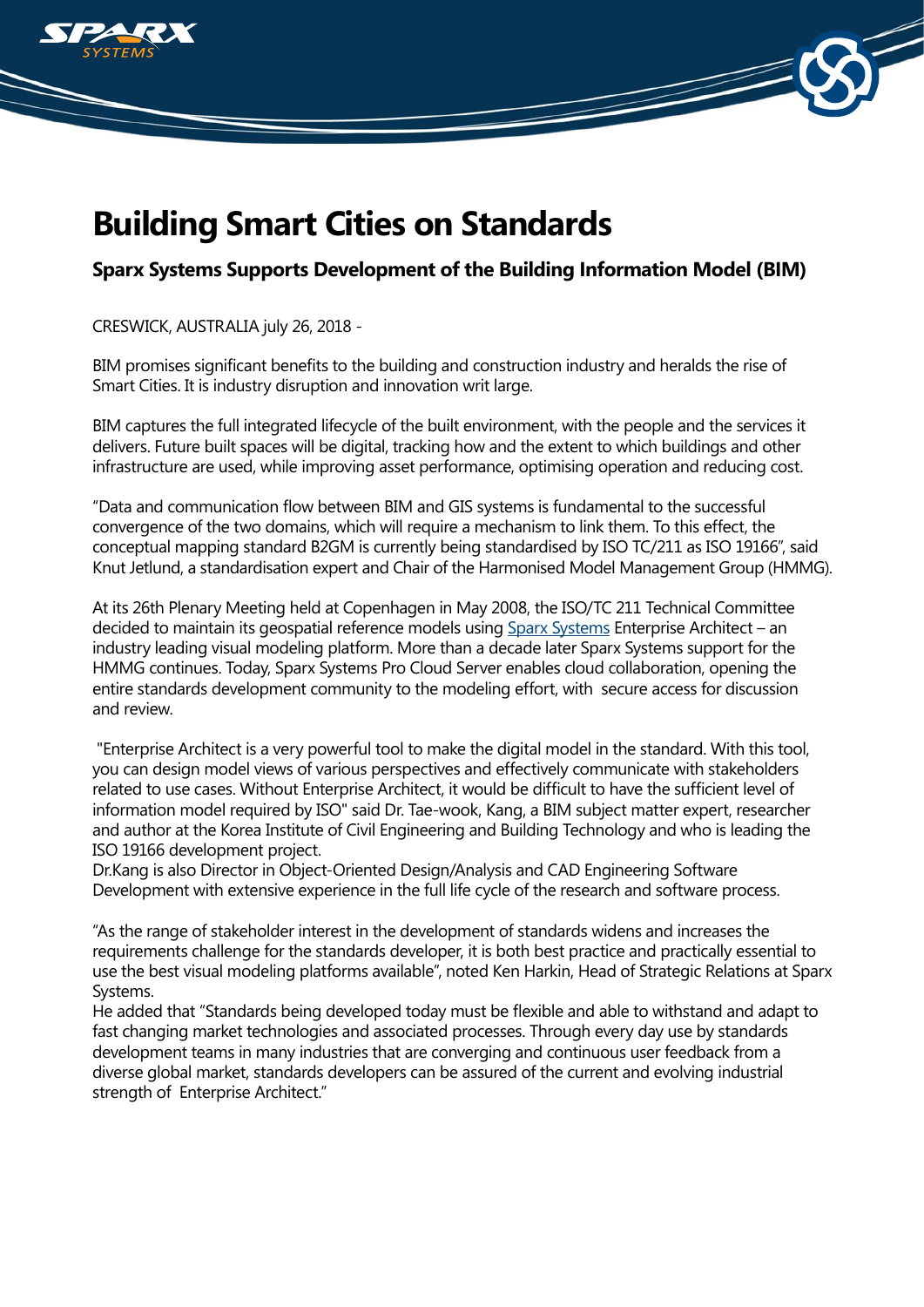# Building Smart Cities on Standards

## Sparx Systems Supports Development of the Building Information Model (BIM)

CRESWICK, AUSTRALIA july 26, 2018 -

BIM promises significant benefits to the building and construction industry and heralds the rise of Smart Cities. It is industry disruption and innovation writ large.

BIM captures the full integrated lifecycle of the built environment, with the people and the services it delivers. Future built spaces will be digital, tracking how and the extent to which buildings and other infrastructure are used, while improving asset performance, optimising operation and reducing cost.

"Data and communication flow between BIM and GIS systems is fundamental to the successful convergence of the two domains, which will require a mechanism to link them. To this effect, the conceptual mapping standard B2GM is currently being standardised by ISO TC/211 as ISO 19166", said Knut Jetlund, a standardisation expert and Chair of the Harmonised Model Management Group (HMMG).

At its 26th Plenary Meeting held at Copenhagen in May 2008, the ISO/TC 211 Technical Committee decided to maintain its geospatial reference models using Sparx Systems Enterprise Architect – an industry leading visual modeling platform. More than a decade later Sparx Systems support for the HMMG continues. Today, Sparx Systems Pro Cloud Server enables cloud collaboration, opening the entire standards development community to the modeling effort, with secure access for discussion and review.

"Enterprise Architect is a very powerful tool to make the digital model in the standard. With this tool, you can design model views of various perspectives and effectively communicate with stakeholders related to use cases. Without Enterprise Architect, it would be difficult to have the sufficient level of information model required by ISO" said Dr. Tae-wook, Kang, a BIM subject matter expert, researcher and author at the Korea Institute of Civil Engineering and Building Technology and who is leading the ISO 19166 development project.
Dr.Kang is also Director in Object-Oriented Design/Analysis and CAD Engineering Software Development with extensive experience in the full life cycle of the research and software process.

"As the range of stakeholder interest in the development of standards widens and increases the requirements challenge for the standards developer, it is both best practice and practically essential to use the best visual modeling platforms available", noted Ken Harkin, Head of Strategic Relations at Sparx Systems.
He added that "Standards being developed today must be flexible and able to withstand and adapt to fast changing market technologies and associated processes. Through every day use by standards development teams in many industries that are converging and continuous user feedback from a diverse global market, standards developers can be assured of the current and evolving industrial strength of Enterprise Architect."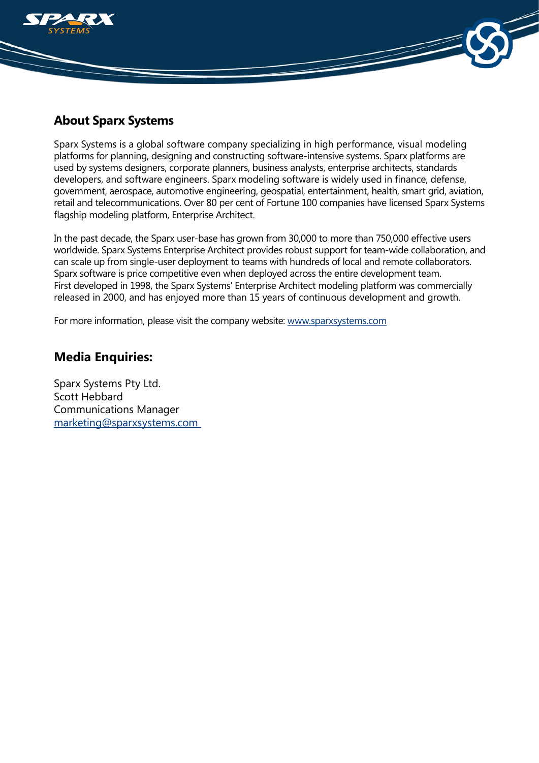## About Sparx Systems

Sparx Systems is a global software company specializing in high performance, visual modeling platforms for planning, designing and constructing software-intensive systems. Sparx platforms are used by systems designers, corporate planners, business analysts, enterprise architects, standards developers, and software engineers. Sparx modeling software is widely used in finance, defense, government, aerospace, automotive engineering, geospatial, entertainment, health, smart grid, aviation, retail and telecommunications. Over 80 per cent of Fortune 100 companies have licensed Sparx Systems flagship modeling platform, Enterprise Architect.

In the past decade, the Sparx user-base has grown from 30,000 to more than 750,000 effective users worldwide. Sparx Systems Enterprise Architect provides robust support for team-wide collaboration, and can scale up from single-user deployment to teams with hundreds of local and remote collaborators. Sparx software is price competitive even when deployed across the entire development team. First developed in 1998, the Sparx Systems' Enterprise Architect modeling platform was commercially released in 2000, and has enjoyed more than 15 years of continuous development and growth.

For more information, please visit the company website: [www.sparxsystems.com](http://www.sparxsystems.com)

## Media Enquiries:

Sparx Systems Pty Ltd.
Scott Hebbard
Communications Manager
[marketing@sparxsystems.com](mailto:marketing@sparxsystems.com)